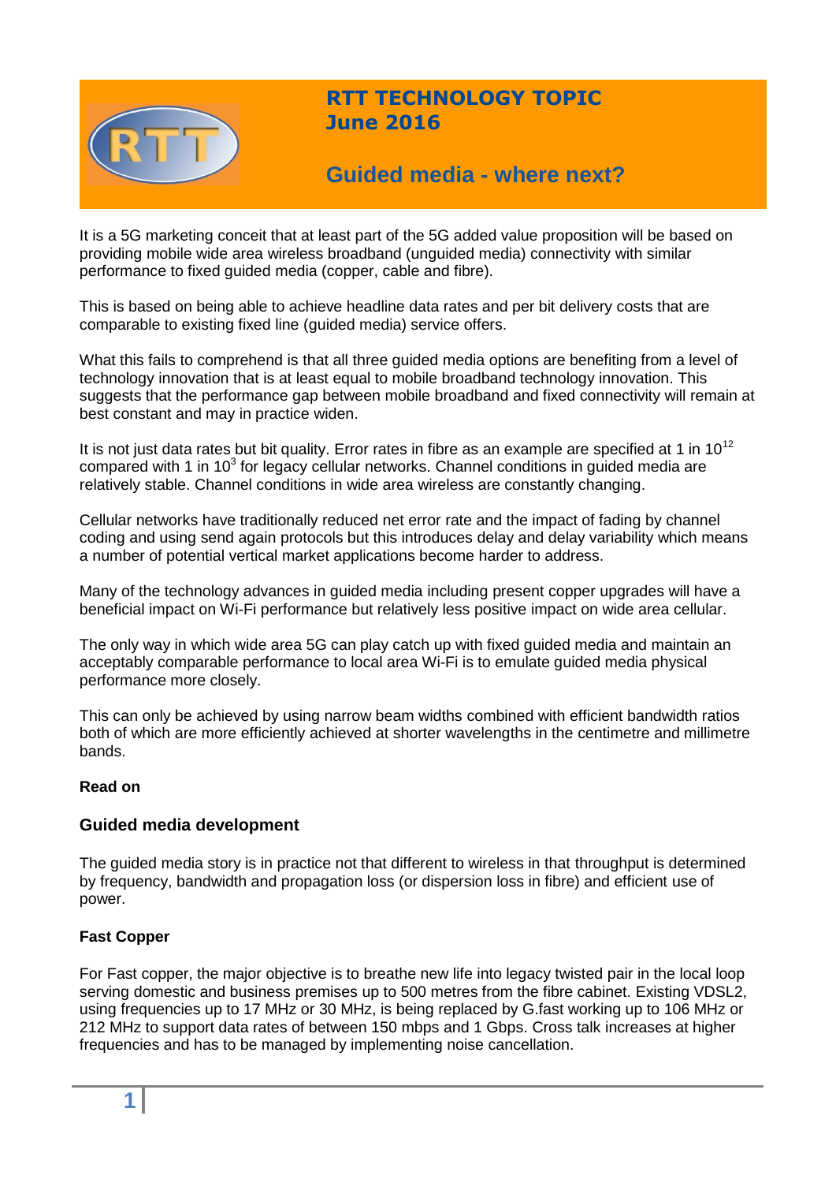# RTT TECHNOLOGY TOPIC
## June 2016

# Guided media - where next?

It is a 5G marketing conceit that at least part of the 5G added value proposition will be based on providing mobile wide area wireless broadband (unguided media) connectivity with similar performance to fixed guided media (copper, cable and fibre).

This is based on being able to achieve headline data rates and per bit delivery costs that are comparable to existing fixed line (guided media) service offers.

What this fails to comprehend is that all three guided media options are benefiting from a level of technology innovation that is at least equal to mobile broadband technology innovation. This suggests that the performance gap between mobile broadband and fixed connectivity will remain at best constant and may in practice widen.

It is not just data rates but bit quality. Error rates in fibre as an example are specified at 1 in $10^{12}$ compared with 1 in $10^{3}$ for legacy cellular networks. Channel conditions in guided media are relatively stable. Channel conditions in wide area wireless are constantly changing.

Cellular networks have traditionally reduced net error rate and the impact of fading by channel coding and using send again protocols but this introduces delay and delay variability which means a number of potential vertical market applications become harder to address.

Many of the technology advances in guided media including present copper upgrades will have a beneficial impact on Wi-Fi performance but relatively less positive impact on wide area cellular.

The only way in which wide area 5G can play catch up with fixed guided media and maintain an acceptably comparable performance to local area Wi-Fi is to emulate guided media physical performance more closely.

This can only be achieved by using narrow beam widths combined with efficient bandwidth ratios both of which are more efficiently achieved at shorter wavelengths in the centimetre and millimetre bands.

**Read on**

### Guided media development

The guided media story is in practice not that different to wireless in that throughput is determined by frequency, bandwidth and propagation loss (or dispersion loss in fibre) and efficient use of power.

**Fast Copper**

For Fast copper, the major objective is to breathe new life into legacy twisted pair in the local loop serving domestic and business premises up to 500 metres from the fibre cabinet. Existing VDSL2, using frequencies up to 17 MHz or 30 MHz, is being replaced by G.fast working up to 106 MHz or 212 MHz to support data rates of between 150 mbps and 1 Gbps. Cross talk increases at higher frequencies and has to be managed by implementing noise cancellation.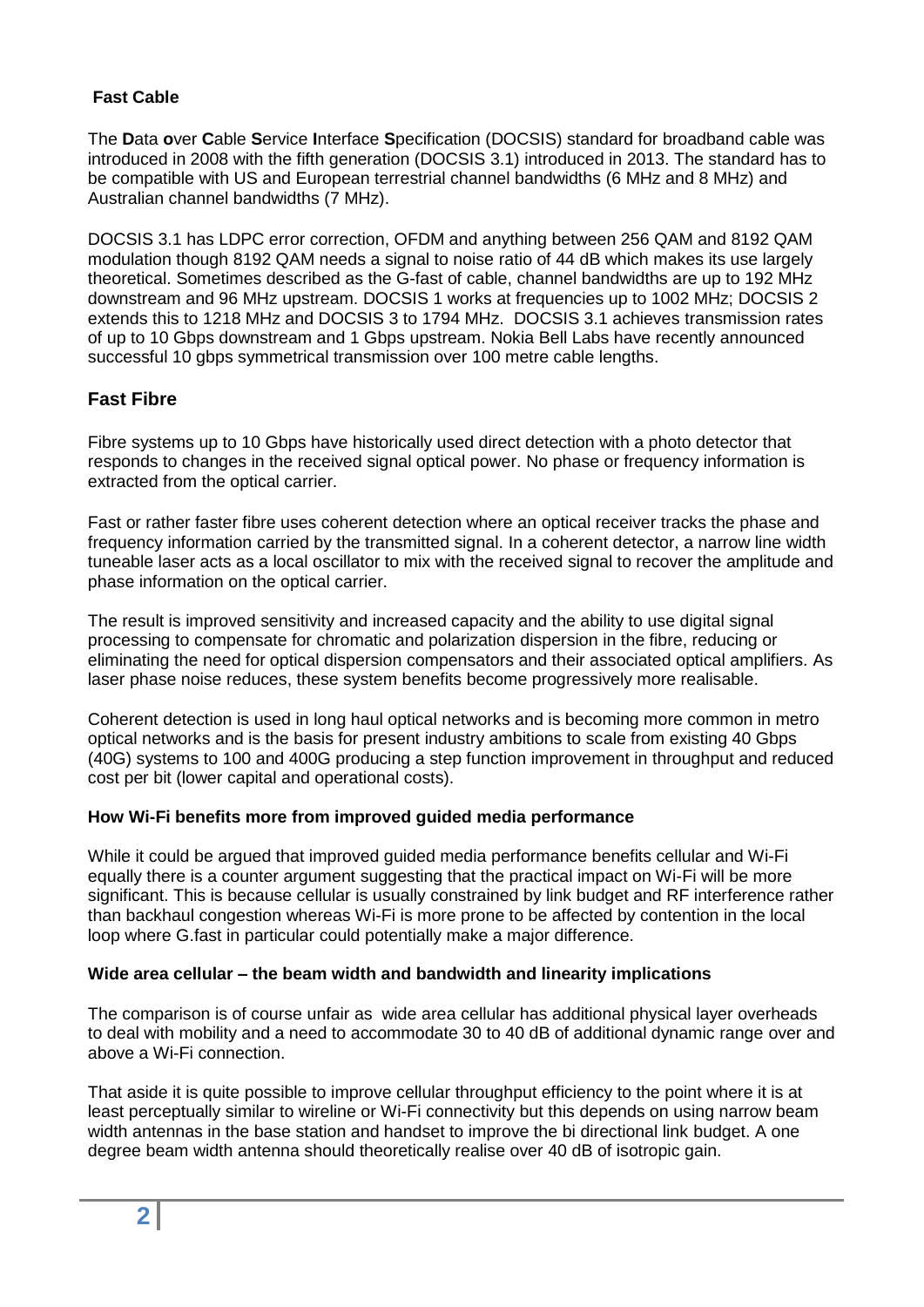### Fast Cable

The **D**ata **o**ver **C**able **S**ervice **I**nterface **S**pecification (DOCSIS) standard for broadband cable was introduced in 2008 with the fifth generation (DOCSIS 3.1) introduced in 2013. The standard has to be compatible with US and European terrestrial channel bandwidths (6 MHz and 8 MHz) and Australian channel bandwidths (7 MHz).

DOCSIS 3.1 has LDPC error correction, OFDM and anything between 256 QAM and 8192 QAM modulation though 8192 QAM needs a signal to noise ratio of 44 dB which makes its use largely theoretical. Sometimes described as the G-fast of cable, channel bandwidths are up to 192 MHz downstream and 96 MHz upstream. DOCSIS 1 works at frequencies up to 1002 MHz; DOCSIS 2 extends this to 1218 MHz and DOCSIS 3 to 1794 MHz. DOCSIS 3.1 achieves transmission rates of up to 10 Gbps downstream and 1 Gbps upstream. Nokia Bell Labs have recently announced successful 10 gbps symmetrical transmission over 100 metre cable lengths.

## Fast Fibre

Fibre systems up to 10 Gbps have historically used direct detection with a photo detector that responds to changes in the received signal optical power. No phase or frequency information is extracted from the optical carrier.

Fast or rather faster fibre uses coherent detection where an optical receiver tracks the phase and frequency information carried by the transmitted signal. In a coherent detector, a narrow line width tuneable laser acts as a local oscillator to mix with the received signal to recover the amplitude and phase information on the optical carrier.

The result is improved sensitivity and increased capacity and the ability to use digital signal processing to compensate for chromatic and polarization dispersion in the fibre, reducing or eliminating the need for optical dispersion compensators and their associated optical amplifiers. As laser phase noise reduces, these system benefits become progressively more realisable.

Coherent detection is used in long haul optical networks and is becoming more common in metro optical networks and is the basis for present industry ambitions to scale from existing 40 Gbps (40G) systems to 100 and 400G producing a step function improvement in throughput and reduced cost per bit (lower capital and operational costs).

### How Wi-Fi benefits more from improved guided media performance

While it could be argued that improved guided media performance benefits cellular and Wi-Fi equally there is a counter argument suggesting that the practical impact on Wi-Fi will be more significant. This is because cellular is usually constrained by link budget and RF interference rather than backhaul congestion whereas Wi-Fi is more prone to be affected by contention in the local loop where G.fast in particular could potentially make a major difference.

### Wide area cellular – the beam width and bandwidth and linearity implications

The comparison is of course unfair as wide area cellular has additional physical layer overheads to deal with mobility and a need to accommodate 30 to 40 dB of additional dynamic range over and above a Wi-Fi connection.

That aside it is quite possible to improve cellular throughput efficiency to the point where it is at least perceptually similar to wireline or Wi-Fi connectivity but this depends on using narrow beam width antennas in the base station and handset to improve the bi directional link budget. A one degree beam width antenna should theoretically realise over 40 dB of isotropic gain.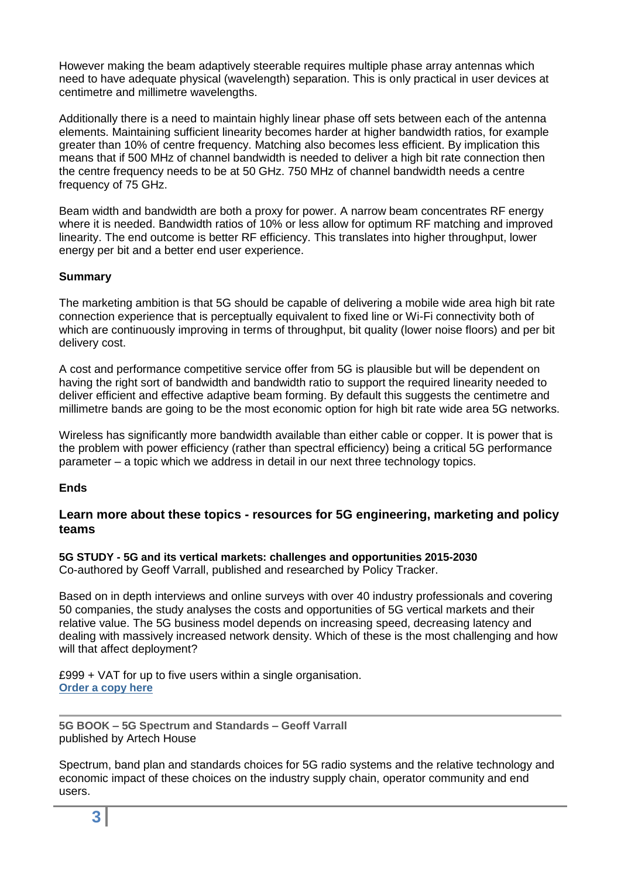However making the beam adaptively steerable requires multiple phase array antennas which need to have adequate physical (wavelength) separation. This is only practical in user devices at centimetre and millimetre wavelengths.

Additionally there is a need to maintain highly linear phase off sets between each of the antenna elements. Maintaining sufficient linearity becomes harder at higher bandwidth ratios, for example greater than 10% of centre frequency. Matching also becomes less efficient. By implication this means that if 500 MHz of channel bandwidth is needed to deliver a high bit rate connection then the centre frequency needs to be at 50 GHz. 750 MHz of channel bandwidth needs a centre frequency of 75 GHz.

Beam width and bandwidth are both a proxy for power. A narrow beam concentrates RF energy where it is needed. Bandwidth ratios of 10% or less allow for optimum RF matching and improved linearity. The end outcome is better RF efficiency. This translates into higher throughput, lower energy per bit and a better end user experience.

**Summary**

The marketing ambition is that 5G should be capable of delivering a mobile wide area high bit rate connection experience that is perceptually equivalent to fixed line or Wi-Fi connectivity both of which are continuously improving in terms of throughput, bit quality (lower noise floors) and per bit delivery cost.

A cost and performance competitive service offer from 5G is plausible but will be dependent on having the right sort of bandwidth and bandwidth ratio to support the required linearity needed to deliver efficient and effective adaptive beam forming. By default this suggests the centimetre and millimetre bands are going to be the most economic option for high bit rate wide area 5G networks.

Wireless has significantly more bandwidth available than either cable or copper. It is power that is the problem with power efficiency (rather than spectral efficiency) being a critical 5G performance parameter – a topic which we address in detail in our next three technology topics.

**Ends**

## Learn more about these topics - resources for 5G engineering, marketing and policy teams

**5G STUDY - 5G and its vertical markets: challenges and opportunities 2015-2030**
Co-authored by Geoff Varrall, published and researched by Policy Tracker.

Based on in depth interviews and online surveys with over 40 industry professionals and covering 50 companies, the study analyses the costs and opportunities of 5G vertical markets and their relative value. The 5G business model depends on increasing speed, decreasing latency and dealing with massively increased network density. Which of these is the most challenging and how will that affect deployment?

£999 + VAT for up to five users within a single organisation.
**Order a copy here**

---

**5G BOOK – 5G Spectrum and Standards – Geoff Varrall**
published by Artech House

Spectrum, band plan and standards choices for 5G radio systems and the relative technology and economic impact of these choices on the industry supply chain, operator community and end users.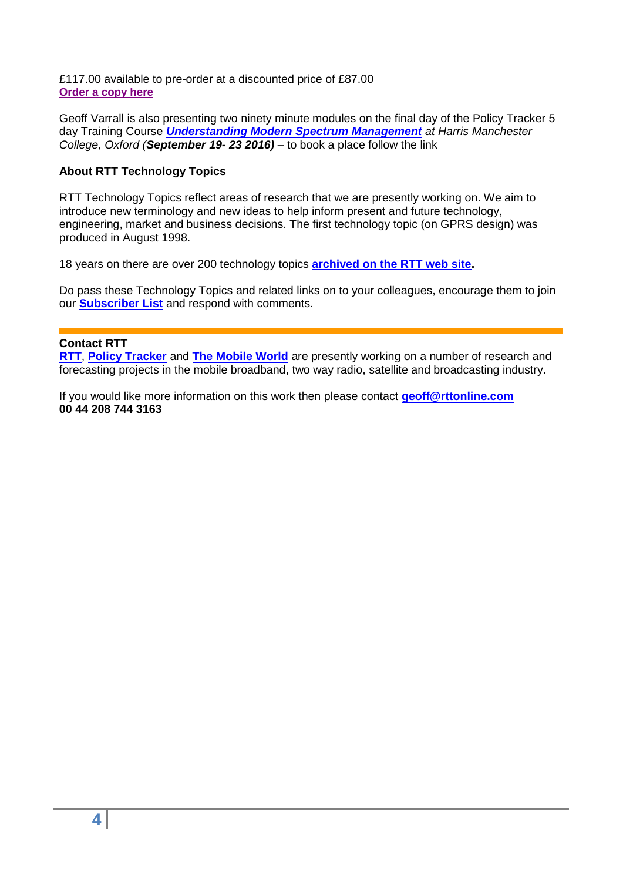£117.00 available to pre-order at a discounted price of £87.00
**Order a copy here**

Geoff Varrall is also presenting two ninety minute modules on the final day of the Policy Tracker 5 day Training Course ***Understanding Modern Spectrum Management*** *at Harris Manchester College, Oxford (**September 19- 23 2016)*** – to book a place follow the link

**About RTT Technology Topics**

RTT Technology Topics reflect areas of research that we are presently working on. We aim to introduce new terminology and new ideas to help inform present and future technology, engineering, market and business decisions. The first technology topic (on GPRS design) was produced in August 1998.

18 years on there are over 200 technology topics **archived on the RTT web site.**

Do pass these Technology Topics and related links on to your colleagues, encourage them to join our **Subscriber List** and respond with comments.

---

**Contact RTT**

**RTT**, **Policy Tracker** and **The Mobile World** are presently working on a number of research and forecasting projects in the mobile broadband, two way radio, satellite and broadcasting industry.

If you would like more information on this work then please contact **geoff@rttonline.com**
**00 44 208 744 3163**